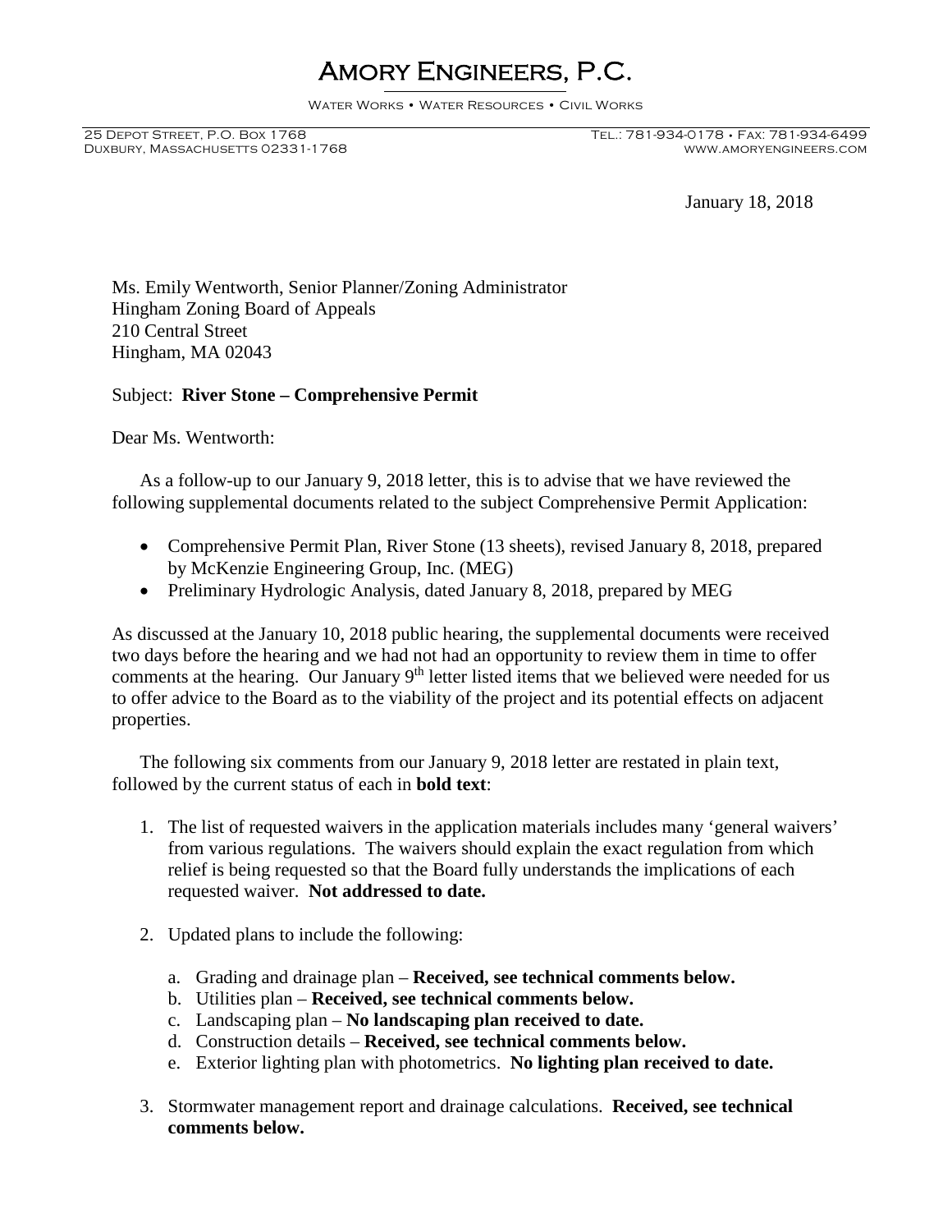# AMORY ENGINEERS, P.C.

WATER WORKS • WATER RESOURCES • CIVIL WORKS

25 DEPOT STREET, P.O. BOX 1768
DUXBURY, MASSACHUSETTS 02331-1768

TEL.: 781-934-0178 • FAX: 781-934-6499
WWW.AMORYENGINEERS.COM

January 18, 2018

Ms. Emily Wentworth, Senior Planner/Zoning Administrator
Hingham Zoning Board of Appeals
210 Central Street
Hingham, MA 02043

Subject: **River Stone – Comprehensive Permit**

Dear Ms. Wentworth:

As a follow-up to our January 9, 2018 letter, this is to advise that we have reviewed the following supplemental documents related to the subject Comprehensive Permit Application:

- Comprehensive Permit Plan, River Stone (13 sheets), revised January 8, 2018, prepared by McKenzie Engineering Group, Inc. (MEG)
- Preliminary Hydrologic Analysis, dated January 8, 2018, prepared by MEG

As discussed at the January 10, 2018 public hearing, the supplemental documents were received two days before the hearing and we had not had an opportunity to review them in time to offer comments at the hearing. Our January 9th letter listed items that we believed were needed for us to offer advice to the Board as to the viability of the project and its potential effects on adjacent properties.

The following six comments from our January 9, 2018 letter are restated in plain text, followed by the current status of each in **bold text**:

1. The list of requested waivers in the application materials includes many 'general waivers' from various regulations. The waivers should explain the exact regulation from which relief is being requested so that the Board fully understands the implications of each requested waiver. **Not addressed to date.**

2. Updated plans to include the following:

   a. Grading and drainage plan – **Received, see technical comments below.**
   b. Utilities plan – **Received, see technical comments below.**
   c. Landscaping plan – **No landscaping plan received to date.**
   d. Construction details – **Received, see technical comments below.**
   e. Exterior lighting plan with photometrics. **No lighting plan received to date.**

3. Stormwater management report and drainage calculations. **Received, see technical comments below.**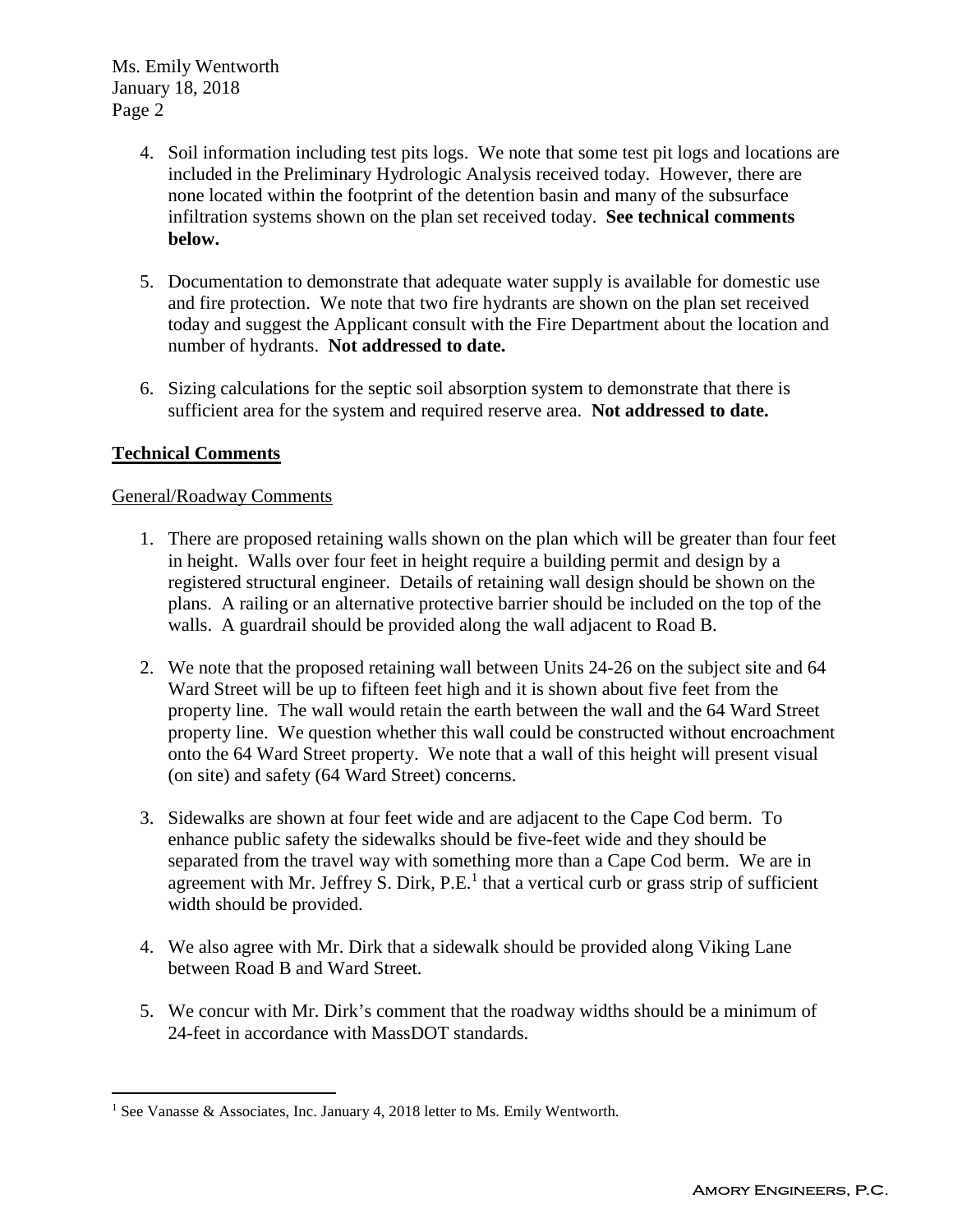4. Soil information including test pits logs. We note that some test pit logs and locations are included in the Preliminary Hydrologic Analysis received today. However, there are none located within the footprint of the detention basin and many of the subsurface infiltration systems shown on the plan set received today. **See technical comments below.**

5. Documentation to demonstrate that adequate water supply is available for domestic use and fire protection. We note that two fire hydrants are shown on the plan set received today and suggest the Applicant consult with the Fire Department about the location and number of hydrants. **Not addressed to date.**

6. Sizing calculations for the septic soil absorption system to demonstrate that there is sufficient area for the system and required reserve area. **Not addressed to date.**

## Technical Comments

General/Roadway Comments

1. There are proposed retaining walls shown on the plan which will be greater than four feet in height. Walls over four feet in height require a building permit and design by a registered structural engineer. Details of retaining wall design should be shown on the plans. A railing or an alternative protective barrier should be included on the top of the walls. A guardrail should be provided along the wall adjacent to Road B.

2. We note that the proposed retaining wall between Units 24-26 on the subject site and 64 Ward Street will be up to fifteen feet high and it is shown about five feet from the property line. The wall would retain the earth between the wall and the 64 Ward Street property line. We question whether this wall could be constructed without encroachment onto the 64 Ward Street property. We note that a wall of this height will present visual (on site) and safety (64 Ward Street) concerns.

3. Sidewalks are shown at four feet wide and are adjacent to the Cape Cod berm. To enhance public safety the sidewalks should be five-feet wide and they should be separated from the travel way with something more than a Cape Cod berm. We are in agreement with Mr. Jeffrey S. Dirk, P.E.[1] that a vertical curb or grass strip of sufficient width should be provided.

4. We also agree with Mr. Dirk that a sidewalk should be provided along Viking Lane between Road B and Ward Street.

5. We concur with Mr. Dirk's comment that the roadway widths should be a minimum of 24-feet in accordance with MassDOT standards.

[1] See Vanasse & Associates, Inc. January 4, 2018 letter to Ms. Emily Wentworth.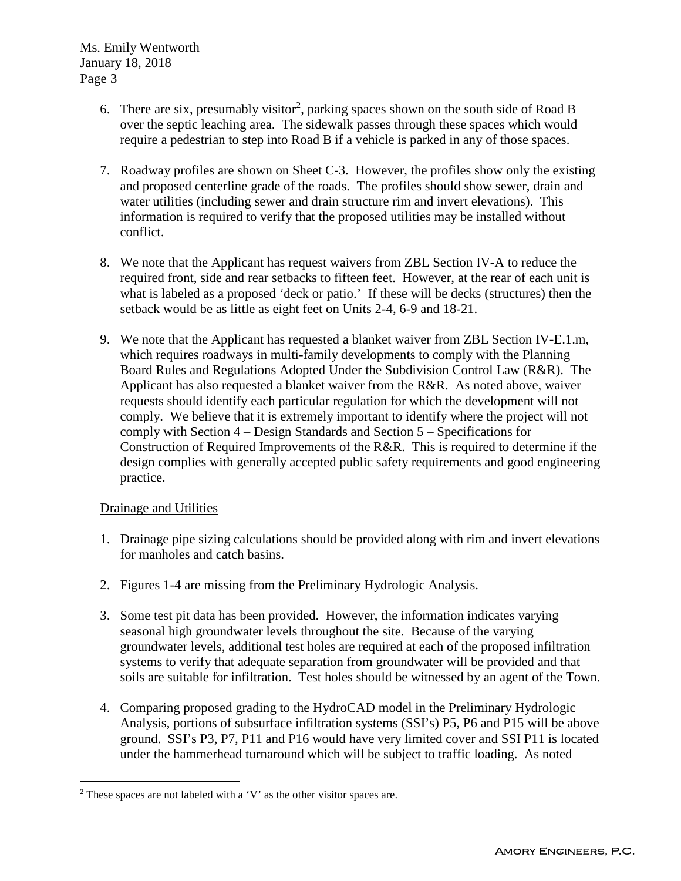6. There are six, presumably visitor[2], parking spaces shown on the south side of Road B over the septic leaching area. The sidewalk passes through these spaces which would require a pedestrian to step into Road B if a vehicle is parked in any of those spaces.

7. Roadway profiles are shown on Sheet C-3. However, the profiles show only the existing and proposed centerline grade of the roads. The profiles should show sewer, drain and water utilities (including sewer and drain structure rim and invert elevations). This information is required to verify that the proposed utilities may be installed without conflict.

8. We note that the Applicant has request waivers from ZBL Section IV-A to reduce the required front, side and rear setbacks to fifteen feet. However, at the rear of each unit is what is labeled as a proposed 'deck or patio.' If these will be decks (structures) then the setback would be as little as eight feet on Units 2-4, 6-9 and 18-21.

9. We note that the Applicant has requested a blanket waiver from ZBL Section IV-E.1.m, which requires roadways in multi-family developments to comply with the Planning Board Rules and Regulations Adopted Under the Subdivision Control Law (R&R). The Applicant has also requested a blanket waiver from the R&R. As noted above, waiver requests should identify each particular regulation for which the development will not comply. We believe that it is extremely important to identify where the project will not comply with Section 4 – Design Standards and Section 5 – Specifications for Construction of Required Improvements of the R&R. This is required to determine if the design complies with generally accepted public safety requirements and good engineering practice.

<u>Drainage and Utilities</u>

1. Drainage pipe sizing calculations should be provided along with rim and invert elevations for manholes and catch basins.

2. Figures 1-4 are missing from the Preliminary Hydrologic Analysis.

3. Some test pit data has been provided. However, the information indicates varying seasonal high groundwater levels throughout the site. Because of the varying groundwater levels, additional test holes are required at each of the proposed infiltration systems to verify that adequate separation from groundwater will be provided and that soils are suitable for infiltration. Test holes should be witnessed by an agent of the Town.

4. Comparing proposed grading to the HydroCAD model in the Preliminary Hydrologic Analysis, portions of subsurface infiltration systems (SSI's) P5, P6 and P15 will be above ground. SSI's P3, P7, P11 and P16 would have very limited cover and SSI P11 is located under the hammerhead turnaround which will be subject to traffic loading. As noted

[2] These spaces are not labeled with a 'V' as the other visitor spaces are.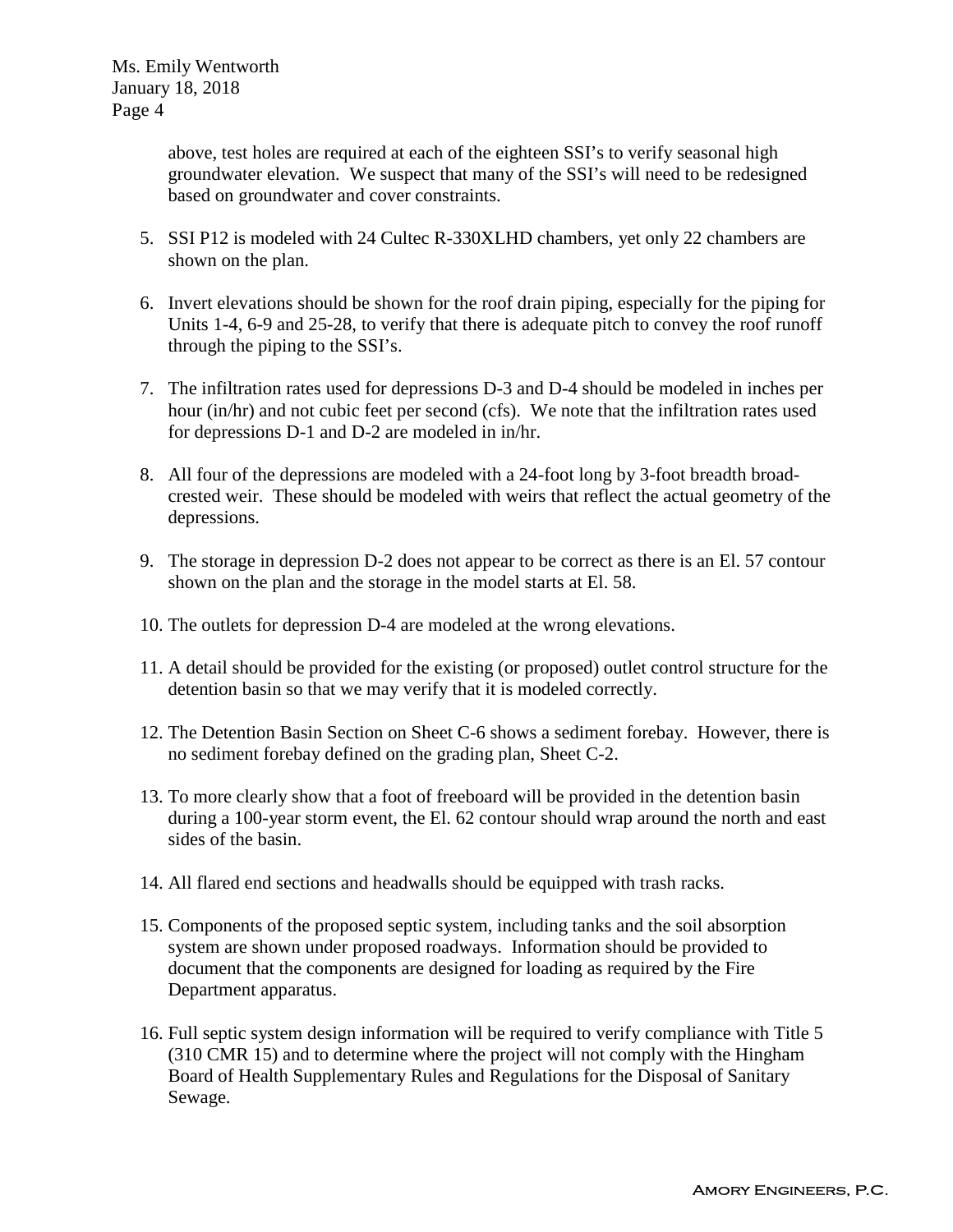above, test holes are required at each of the eighteen SSI's to verify seasonal high groundwater elevation. We suspect that many of the SSI's will need to be redesigned based on groundwater and cover constraints.

5. SSI P12 is modeled with 24 Cultec R-330XLHD chambers, yet only 22 chambers are shown on the plan.

6. Invert elevations should be shown for the roof drain piping, especially for the piping for Units 1-4, 6-9 and 25-28, to verify that there is adequate pitch to convey the roof runoff through the piping to the SSI's.

7. The infiltration rates used for depressions D-3 and D-4 should be modeled in inches per hour (in/hr) and not cubic feet per second (cfs). We note that the infiltration rates used for depressions D-1 and D-2 are modeled in in/hr.

8. All four of the depressions are modeled with a 24-foot long by 3-foot breadth broad-crested weir. These should be modeled with weirs that reflect the actual geometry of the depressions.

9. The storage in depression D-2 does not appear to be correct as there is an El. 57 contour shown on the plan and the storage in the model starts at El. 58.

10. The outlets for depression D-4 are modeled at the wrong elevations.

11. A detail should be provided for the existing (or proposed) outlet control structure for the detention basin so that we may verify that it is modeled correctly.

12. The Detention Basin Section on Sheet C-6 shows a sediment forebay. However, there is no sediment forebay defined on the grading plan, Sheet C-2.

13. To more clearly show that a foot of freeboard will be provided in the detention basin during a 100-year storm event, the El. 62 contour should wrap around the north and east sides of the basin.

14. All flared end sections and headwalls should be equipped with trash racks.

15. Components of the proposed septic system, including tanks and the soil absorption system are shown under proposed roadways. Information should be provided to document that the components are designed for loading as required by the Fire Department apparatus.

16. Full septic system design information will be required to verify compliance with Title 5 (310 CMR 15) and to determine where the project will not comply with the Hingham Board of Health Supplementary Rules and Regulations for the Disposal of Sanitary Sewage.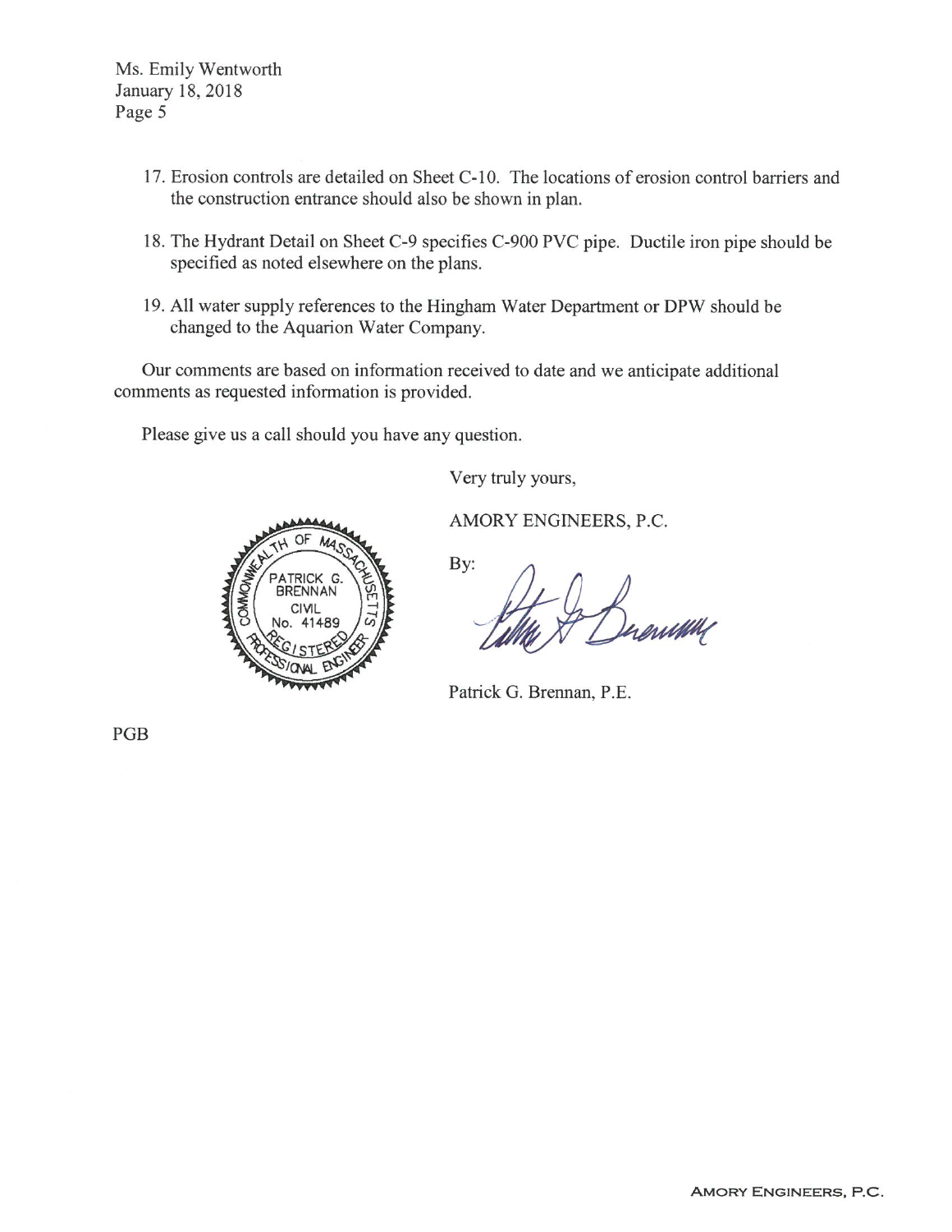Ms. Emily Wentworth
January 18, 2018
Page 5

17. Erosion controls are detailed on Sheet C-10. The locations of erosion control barriers and the construction entrance should also be shown in plan.

18. The Hydrant Detail on Sheet C-9 specifies C-900 PVC pipe. Ductile iron pipe should be specified as noted elsewhere on the plans.

19. All water supply references to the Hingham Water Department or DPW should be changed to the Aquarion Water Company.

Our comments are based on information received to date and we anticipate additional comments as requested information is provided.

Please give us a call should you have any question.

Very truly yours,

AMORY ENGINEERS, P.C.

By:

COMMONWEALTH OF MASSACHUSETTS
PATRICK G. BRENNAN
CIVIL
No. 41489
REGISTERED PROFESSIONAL ENGINEER

Patrick G. Brennan, P.E.

PGB